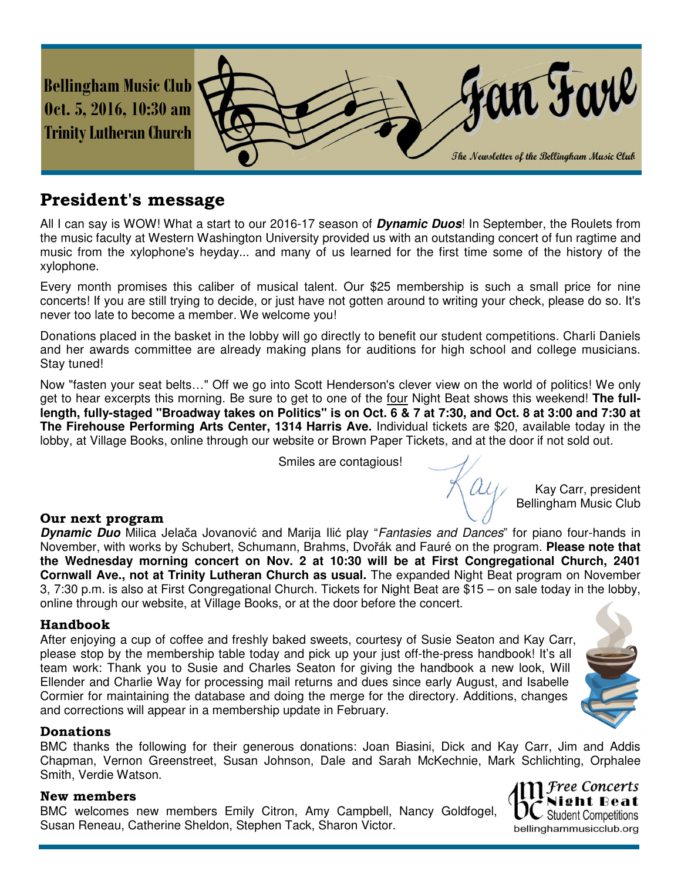Bellingham Music Club
Oct. 5, 2016, 10:30 am
Trinity Lutheran Church

# Fan Fare

*The Newsletter of the Bellingham Music Club*

## President's message

All I can say is WOW! What a start to our 2016-17 season of ***Dynamic Duos***! In September, the Roulets from the music faculty at Western Washington University provided us with an outstanding concert of fun ragtime and music from the xylophone's heyday... and many of us learned for the first time some of the history of the xylophone.

Every month promises this caliber of musical talent. Our $25 membership is such a small price for nine concerts! If you are still trying to decide, or just have not gotten around to writing your check, please do so. It's never too late to become a member. We welcome you!

Donations placed in the basket in the lobby will go directly to benefit our student competitions. Charli Daniels and her awards committee are already making plans for auditions for high school and college musicians. Stay tuned!

Now "fasten your seat belts…" Off we go into Scott Henderson's clever view on the world of politics! We only get to hear excerpts this morning. Be sure to get to one of the four Night Beat shows this weekend! **The full-length, fully-staged "Broadway takes on Politics" is on Oct. 6 & 7 at 7:30, and Oct. 8 at 3:00 and 7:30 at The Firehouse Performing Arts Center, 1314 Harris Ave.** Individual tickets are $20, available today in the lobby, at Village Books, online through our website or Brown Paper Tickets, and at the door if not sold out.

Smiles are contagious!

Kay

Kay Carr, president
Bellingham Music Club

### Our next program

***Dynamic Duo*** Milica Jelača Jovanović and Marija Ilić play "*Fantasies and Dances*" for piano four-hands in November, with works by Schubert, Schumann, Brahms, Dvořák and Fauré on the program. **Please note that the Wednesday morning concert on Nov. 2 at 10:30 will be at First Congregational Church, 2401 Cornwall Ave., not at Trinity Lutheran Church as usual.** The expanded Night Beat program on November 3, 7:30 p.m. is also at First Congregational Church. Tickets for Night Beat are $15 – on sale today in the lobby, online through our website, at Village Books, or at the door before the concert.

### Handbook

After enjoying a cup of coffee and freshly baked sweets, courtesy of Susie Seaton and Kay Carr, please stop by the membership table today and pick up your just off-the-press handbook! It's all team work: Thank you to Susie and Charles Seaton for giving the handbook a new look, Will Ellender and Charlie Way for processing mail returns and dues since early August, and Isabelle Cormier for maintaining the database and doing the merge for the directory. Additions, changes and corrections will appear in a membership update in February.

### Donations

BMC thanks the following for their generous donations: Joan Biasini, Dick and Kay Carr, Jim and Addis Chapman, Vernon Greenstreet, Susan Johnson, Dale and Sarah McKechnie, Mark Schlichting, Orphalee Smith, Verdie Watson.

### New members

BMC welcomes new members Emily Citron, Amy Campbell, Nancy Goldfogel, Susan Reneau, Catherine Sheldon, Stephen Tack, Sharon Victor.

Free Concerts
Night Beat
Student Competitions
bellinghammusicclub.org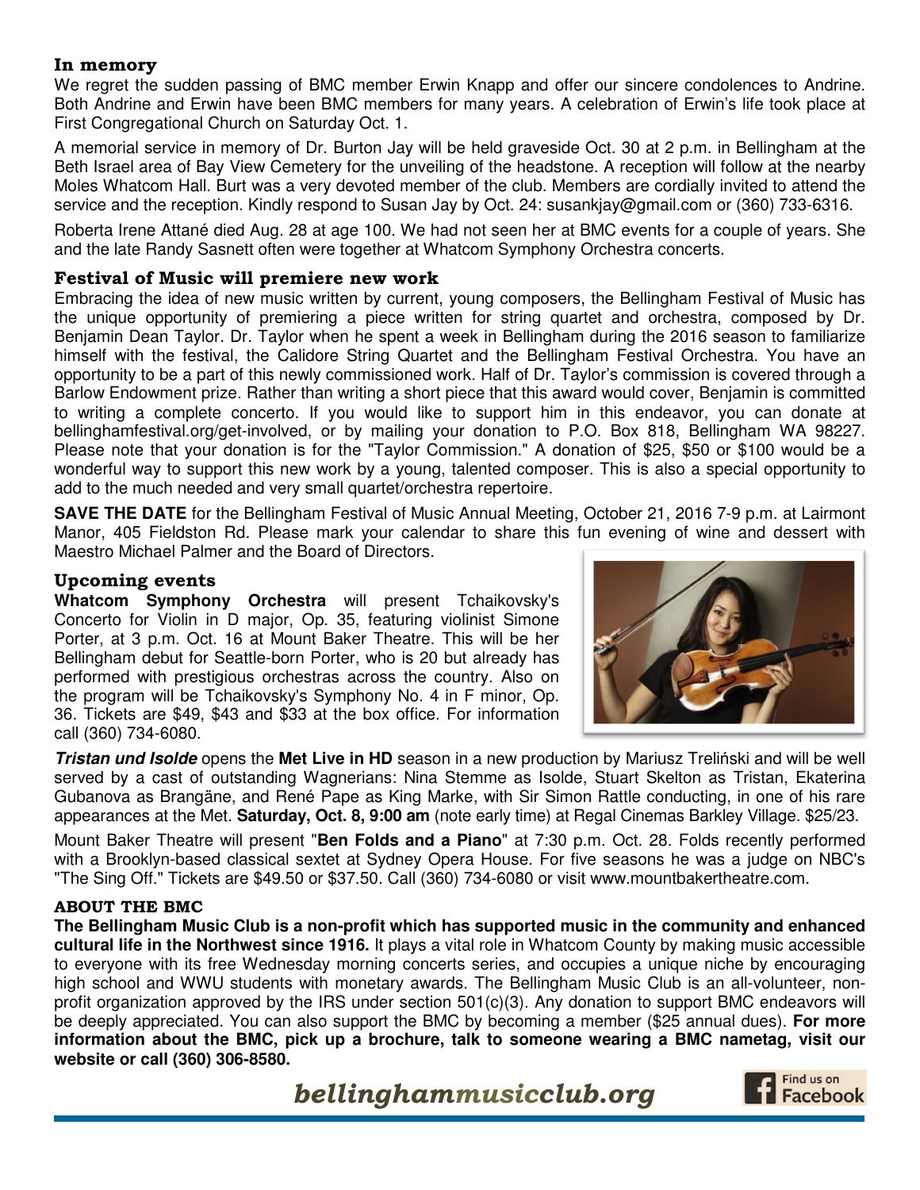### In memory

We regret the sudden passing of BMC member Erwin Knapp and offer our sincere condolences to Andrine. Both Andrine and Erwin have been BMC members for many years. A celebration of Erwin's life took place at First Congregational Church on Saturday Oct. 1.

A memorial service in memory of Dr. Burton Jay will be held graveside Oct. 30 at 2 p.m. in Bellingham at the Beth Israel area of Bay View Cemetery for the unveiling of the headstone. A reception will follow at the nearby Moles Whatcom Hall. Burt was a very devoted member of the club. Members are cordially invited to attend the service and the reception. Kindly respond to Susan Jay by Oct. 24: susankjay@gmail.com or (360) 733-6316.

Roberta Irene Attané died Aug. 28 at age 100. We had not seen her at BMC events for a couple of years. She and the late Randy Sasnett often were together at Whatcom Symphony Orchestra concerts.

### Festival of Music will premiere new work

Embracing the idea of new music written by current, young composers, the Bellingham Festival of Music has the unique opportunity of premiering a piece written for string quartet and orchestra, composed by Dr. Benjamin Dean Taylor. Dr. Taylor when he spent a week in Bellingham during the 2016 season to familiarize himself with the festival, the Calidore String Quartet and the Bellingham Festival Orchestra. You have an opportunity to be a part of this newly commissioned work. Half of Dr. Taylor's commission is covered through a Barlow Endowment prize. Rather than writing a short piece that this award would cover, Benjamin is committed to writing a complete concerto. If you would like to support him in this endeavor, you can donate at bellinghamfestival.org/get-involved, or by mailing your donation to P.O. Box 818, Bellingham WA 98227. Please note that your donation is for the "Taylor Commission." A donation of $25, $50 or $100 would be a wonderful way to support this new work by a young, talented composer. This is also a special opportunity to add to the much needed and very small quartet/orchestra repertoire.

**SAVE THE DATE** for the Bellingham Festival of Music Annual Meeting, October 21, 2016 7-9 p.m. at Lairmont Manor, 405 Fieldston Rd. Please mark your calendar to share this fun evening of wine and dessert with Maestro Michael Palmer and the Board of Directors.

### Upcoming events

**Whatcom Symphony Orchestra** will present Tchaikovsky's Concerto for Violin in D major, Op. 35, featuring violinist Simone Porter, at 3 p.m. Oct. 16 at Mount Baker Theatre. This will be her Bellingham debut for Seattle-born Porter, who is 20 but already has performed with prestigious orchestras across the country. Also on the program will be Tchaikovsky's Symphony No. 4 in F minor, Op. 36. Tickets are $49, $43 and $33 at the box office. For information call (360) 734-6080.

***Tristan und Isolde*** opens the **Met Live in HD** season in a new production by Mariusz Treliński and will be well served by a cast of outstanding Wagnerians: Nina Stemme as Isolde, Stuart Skelton as Tristan, Ekaterina Gubanova as Brangäne, and René Pape as King Marke, with Sir Simon Rattle conducting, in one of his rare appearances at the Met. **Saturday, Oct. 8, 9:00 am** (note early time) at Regal Cinemas Barkley Village. $25/23.

Mount Baker Theatre will present "**Ben Folds and a Piano**" at 7:30 p.m. Oct. 28. Folds recently performed with a Brooklyn-based classical sextet at Sydney Opera House. For five seasons he was a judge on NBC's "The Sing Off." Tickets are $49.50 or $37.50. Call (360) 734-6080 or visit www.mountbakertheatre.com.

### ABOUT THE BMC

**The Bellingham Music Club is a non-profit which has supported music in the community and enhanced cultural life in the Northwest since 1916.** It plays a vital role in Whatcom County by making music accessible to everyone with its free Wednesday morning concerts series, and occupies a unique niche by encouraging high school and WWU students with monetary awards. The Bellingham Music Club is an all-volunteer, non-profit organization approved by the IRS under section 501(c)(3). Any donation to support BMC endeavors will be deeply appreciated. You can also support the BMC by becoming a member ($25 annual dues). **For more information about the BMC, pick up a brochure, talk to someone wearing a BMC nametag, visit our website or call (360) 306-8580.**

***bellinghammusicclub.org***

Find us on Facebook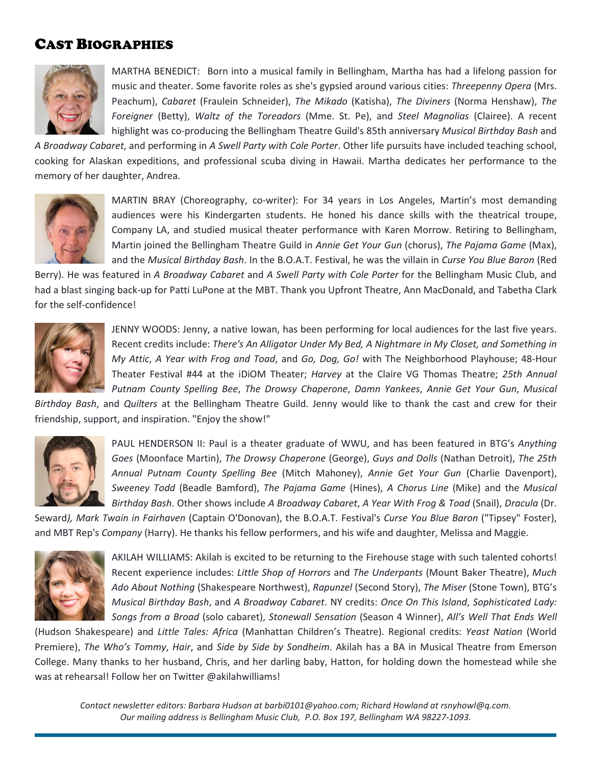## Cast Biographies

MARTHA BENEDICT: Born into a musical family in Bellingham, Martha has had a lifelong passion for music and theater. Some favorite roles as she's gypsied around various cities: *Threepenny Opera* (Mrs. Peachum), *Cabaret* (Fraulein Schneider), *The Mikado* (Katisha), *The Diviners* (Norma Henshaw), *The Foreigner* (Betty), *Waltz of the Toreadors* (Mme. St. Pe), and *Steel Magnolias* (Clairee). A recent highlight was co-producing the Bellingham Theatre Guild's 85th anniversary *Musical Birthday Bash* and *A Broadway Cabaret*, and performing in *A Swell Party with Cole Porter*. Other life pursuits have included teaching school, cooking for Alaskan expeditions, and professional scuba diving in Hawaii. Martha dedicates her performance to the memory of her daughter, Andrea.

MARTIN BRAY (Choreography, co-writer): For 34 years in Los Angeles, Martin's most demanding audiences were his Kindergarten students. He honed his dance skills with the theatrical troupe, Company LA, and studied musical theater performance with Karen Morrow. Retiring to Bellingham, Martin joined the Bellingham Theatre Guild in *Annie Get Your Gun* (chorus), *The Pajama Game* (Max), and the *Musical Birthday Bash*. In the B.O.A.T. Festival, he was the villain in *Curse You Blue Baron* (Red Berry). He was featured in *A Broadway Cabaret* and *A Swell Party with Cole Porter* for the Bellingham Music Club, and had a blast singing back-up for Patti LuPone at the MBT. Thank you Upfront Theatre, Ann MacDonald, and Tabetha Clark for the self-confidence!

JENNY WOODS: Jenny, a native Iowan, has been performing for local audiences for the last five years. Recent credits include: *There's An Alligator Under My Bed, A Nightmare in My Closet, and Something in My Attic*, *A Year with Frog and Toad*, and *Go, Dog, Go!* with The Neighborhood Playhouse; 48-Hour Theater Festival #44 at the iDiOM Theater; *Harvey* at the Claire VG Thomas Theatre; *25th Annual Putnam County Spelling Bee*, *The Drowsy Chaperone*, *Damn Yankees*, *Annie Get Your Gun*, *Musical Birthday Bash*, and *Quilters* at the Bellingham Theatre Guild. Jenny would like to thank the cast and crew for their friendship, support, and inspiration. "Enjoy the show!"

PAUL HENDERSON II: Paul is a theater graduate of WWU, and has been featured in BTG's *Anything Goes* (Moonface Martin), *The Drowsy Chaperone* (George), *Guys and Dolls* (Nathan Detroit), *The 25th Annual Putnam County Spelling Bee* (Mitch Mahoney), *Annie Get Your Gun* (Charlie Davenport), *Sweeney Todd* (Beadle Bamford), *The Pajama Game* (Hines), *A Chorus Line* (Mike) and the *Musical Birthday Bash*. Other shows include *A Broadway Cabaret*, *A Year With Frog & Toad* (Snail), *Dracula* (Dr. Seward), *Mark Twain in Fairhaven* (Captain O'Donovan), the B.O.A.T. Festival's *Curse You Blue Baron* ("Tipsey" Foster), and MBT Rep's *Company* (Harry). He thanks his fellow performers, and his wife and daughter, Melissa and Maggie.

AKILAH WILLIAMS: Akilah is excited to be returning to the Firehouse stage with such talented cohorts! Recent experience includes: *Little Shop of Horrors* and *The Underpants* (Mount Baker Theatre), *Much Ado About Nothing* (Shakespeare Northwest), *Rapunzel* (Second Story), *The Miser* (Stone Town), BTG's *Musical Birthday Bash*, and *A Broadway Cabaret*. NY credits: *Once On This Island*, *Sophisticated Lady: Songs from a Broad* (solo cabaret), *Stonewall Sensation* (Season 4 Winner), *All's Well That Ends Well* (Hudson Shakespeare) and *Little Tales: Africa* (Manhattan Children's Theatre). Regional credits: *Yeast Nation* (World Premiere), *The Who's Tommy*, *Hair*, and *Side by Side by Sondheim*. Akilah has a BA in Musical Theatre from Emerson College. Many thanks to her husband, Chris, and her darling baby, Hatton, for holding down the homestead while she was at rehearsal! Follow her on Twitter @akilahwilliams!

*Contact newsletter editors: Barbara Hudson at barbi0101@yahoo.com; Richard Howland at rsnyhowl@q.com.*
*Our mailing address is Bellingham Music Club, P.O. Box 197, Bellingham WA 98227-1093.*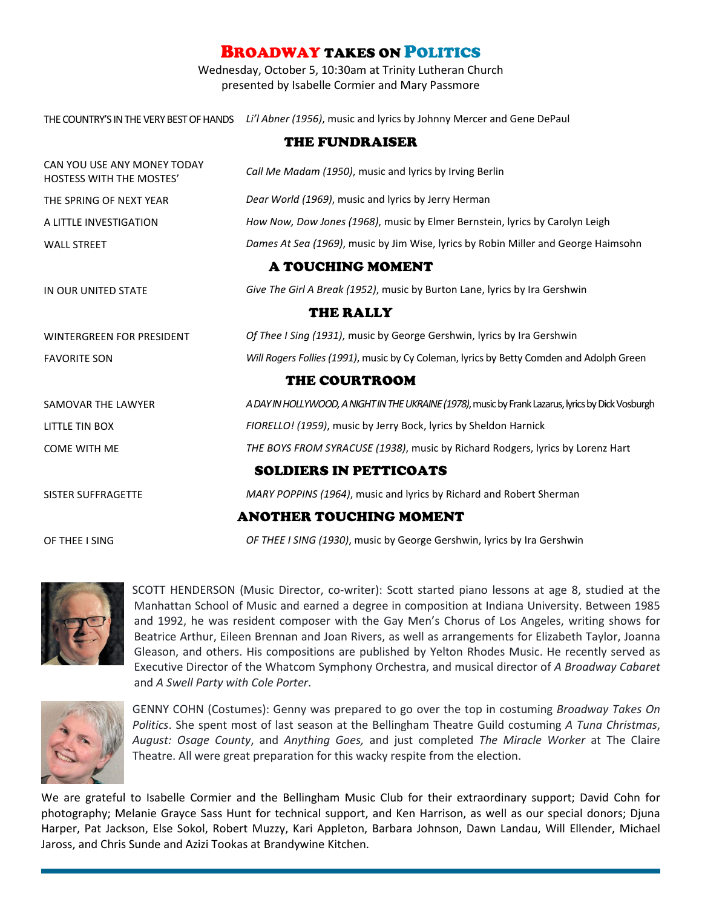# Broadway takes on Politics

Wednesday, October 5, 10:30am at Trinity Lutheran Church
presented by Isabelle Cormier and Mary Passmore

| | |
|---|---|
| THE COUNTRY'S IN THE VERY BEST OF HANDS | *Li'l Abner (1956)*, music and lyrics by Johnny Mercer and Gene DePaul |

## THE FUNDRAISER

| | |
|---|---|
| CAN YOU USE ANY MONEY TODAY<br>HOSTESS WITH THE MOSTES' | *Call Me Madam (1950)*, music and lyrics by Irving Berlin |
| THE SPRING OF NEXT YEAR | *Dear World (1969)*, music and lyrics by Jerry Herman |
| A LITTLE INVESTIGATION | *How Now, Dow Jones (1968)*, music by Elmer Bernstein, lyrics by Carolyn Leigh |
| WALL STREET | *Dames At Sea (1969)*, music by Jim Wise, lyrics by Robin Miller and George Haimsohn |

## A TOUCHING MOMENT

| | |
|---|---|
| IN OUR UNITED STATE | *Give The Girl A Break (1952)*, music by Burton Lane, lyrics by Ira Gershwin |

## THE RALLY

| | |
|---|---|
| WINTERGREEN FOR PRESIDENT | *Of Thee I Sing (1931)*, music by George Gershwin, lyrics by Ira Gershwin |
| FAVORITE SON | *Will Rogers Follies (1991)*, music by Cy Coleman, lyrics by Betty Comden and Adolph Green |

## THE COURTROOM

| | |
|---|---|
| SAMOVAR THE LAWYER | *A DAY IN HOLLYWOOD, A NIGHT IN THE UKRAINE (1978)*, music by Frank Lazarus, lyrics by Dick Vosburgh |
| LITTLE TIN BOX | *FIORELLO! (1959)*, music by Jerry Bock, lyrics by Sheldon Harnick |
| COME WITH ME | *THE BOYS FROM SYRACUSE (1938)*, music by Richard Rodgers, lyrics by Lorenz Hart |

## SOLDIERS IN PETTICOATS

| | |
|---|---|
| SISTER SUFFRAGETTE | *MARY POPPINS (1964)*, music and lyrics by Richard and Robert Sherman |

## ANOTHER TOUCHING MOMENT

| | |
|---|---|
| OF THEE I SING | *OF THEE I SING (1930)*, music by George Gershwin, lyrics by Ira Gershwin |

SCOTT HENDERSON (Music Director, co-writer): Scott started piano lessons at age 8, studied at the Manhattan School of Music and earned a degree in composition at Indiana University. Between 1985 and 1992, he was resident composer with the Gay Men's Chorus of Los Angeles, writing shows for Beatrice Arthur, Eileen Brennan and Joan Rivers, as well as arrangements for Elizabeth Taylor, Joanna Gleason, and others. His compositions are published by Yelton Rhodes Music. He recently served as Executive Director of the Whatcom Symphony Orchestra, and musical director of *A Broadway Cabaret* and *A Swell Party with Cole Porter*.

GENNY COHN (Costumes): Genny was prepared to go over the top in costuming *Broadway Takes On Politics*. She spent most of last season at the Bellingham Theatre Guild costuming *A Tuna Christmas*, *August: Osage County*, and *Anything Goes,* and just completed *The Miracle Worker* at The Claire Theatre. All were great preparation for this wacky respite from the election.

We are grateful to Isabelle Cormier and the Bellingham Music Club for their extraordinary support; David Cohn for photography; Melanie Grayce Sass Hunt for technical support, and Ken Harrison, as well as our special donors; Djuna Harper, Pat Jackson, Else Sokol, Robert Muzzy, Kari Appleton, Barbara Johnson, Dawn Landau, Will Ellender, Michael Jaross, and Chris Sunde and Azizi Tookas at Brandywine Kitchen.